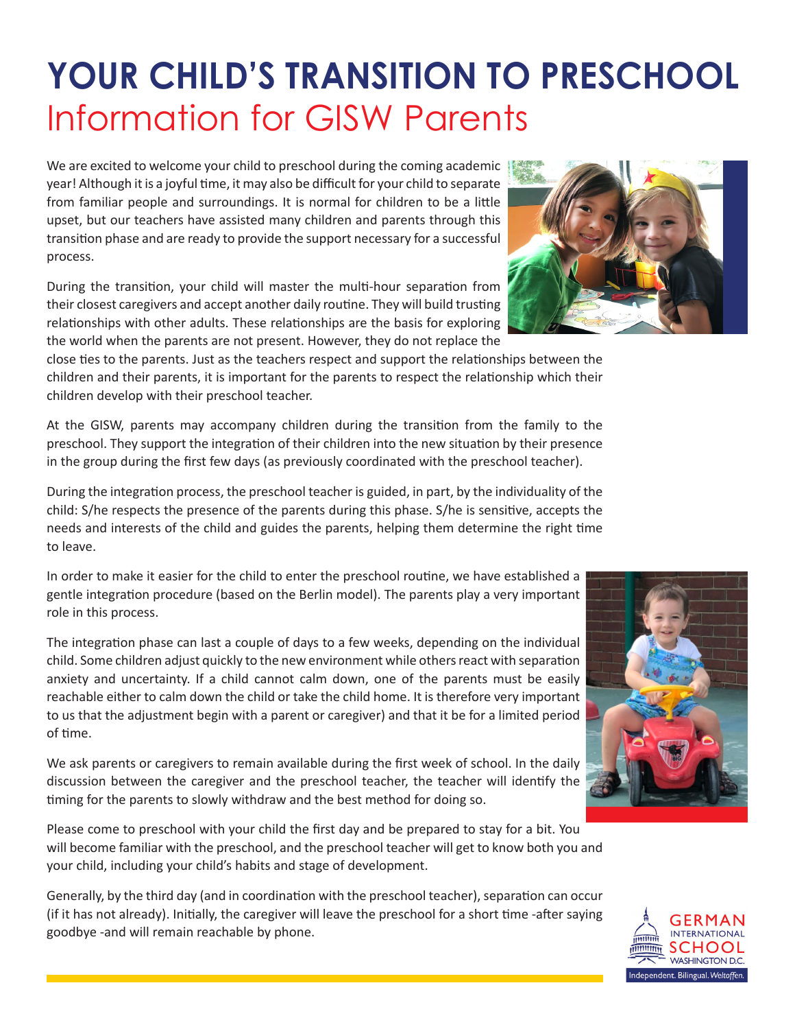# YOUR CHILD'S TRANSITION TO PRESCHOOL

## Information for GISW Parents

We are excited to welcome your child to preschool during the coming academic year! Although it is a joyful time, it may also be difficult for your child to separate from familiar people and surroundings. It is normal for children to be a little upset, but our teachers have assisted many children and parents through this transition phase and are ready to provide the support necessary for a successful process.

During the transition, your child will master the multi-hour separation from their closest caregivers and accept another daily routine. They will build trusting relationships with other adults. These relationships are the basis for exploring the world when the parents are not present. However, they do not replace the close ties to the parents. Just as the teachers respect and support the relationships between the children and their parents, it is important for the parents to respect the relationship which their children develop with their preschool teacher.

At the GISW, parents may accompany children during the transition from the family to the preschool. They support the integration of their children into the new situation by their presence in the group during the first few days (as previously coordinated with the preschool teacher).

During the integration process, the preschool teacher is guided, in part, by the individuality of the child: S/he respects the presence of the parents during this phase. S/he is sensitive, accepts the needs and interests of the child and guides the parents, helping them determine the right time to leave.

In order to make it easier for the child to enter the preschool routine, we have established a gentle integration procedure (based on the Berlin model). The parents play a very important role in this process.

The integration phase can last a couple of days to a few weeks, depending on the individual child. Some children adjust quickly to the new environment while others react with separation anxiety and uncertainty. If a child cannot calm down, one of the parents must be easily reachable either to calm down the child or take the child home. It is therefore very important to us that the adjustment begin with a parent or caregiver) and that it be for a limited period of time.

We ask parents or caregivers to remain available during the first week of school. In the daily discussion between the caregiver and the preschool teacher, the teacher will identify the timing for the parents to slowly withdraw and the best method for doing so.

Please come to preschool with your child the first day and be prepared to stay for a bit. You will become familiar with the preschool, and the preschool teacher will get to know both you and your child, including your child's habits and stage of development.

Generally, by the third day (and in coordination with the preschool teacher), separation can occur (if it has not already). Initially, the caregiver will leave the preschool for a short time -after saying goodbye -and will remain reachable by phone.

GERMAN INTERNATIONAL SCHOOL WASHINGTON D.C.
Independent. Bilingual. *Weltoffen.*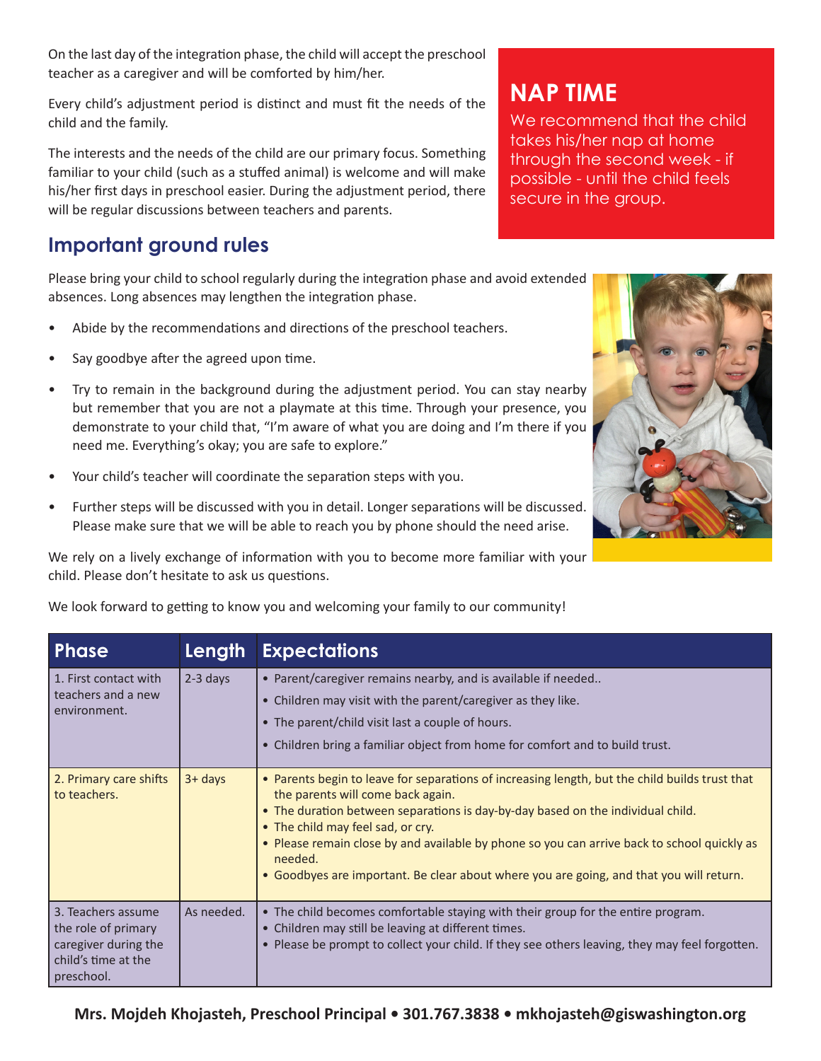On the last day of the integration phase, the child will accept the preschool teacher as a caregiver and will be comforted by him/her.

Every child's adjustment period is distinct and must fit the needs of the child and the family.

The interests and the needs of the child are our primary focus. Something familiar to your child (such as a stuffed animal) is welcome and will make his/her first days in preschool easier. During the adjustment period, there will be regular discussions between teachers and parents.

## NAP TIME

We recommend that the child takes his/her nap at home through the second week - if possible - until the child feels secure in the group.

## Important ground rules

Please bring your child to school regularly during the integration phase and avoid extended absences. Long absences may lengthen the integration phase.

- Abide by the recommendations and directions of the preschool teachers.
- Say goodbye after the agreed upon time.
- Try to remain in the background during the adjustment period. You can stay nearby but remember that you are not a playmate at this time. Through your presence, you demonstrate to your child that, "I'm aware of what you are doing and I'm there if you need me. Everything's okay; you are safe to explore."
- Your child's teacher will coordinate the separation steps with you.
- Further steps will be discussed with you in detail. Longer separations will be discussed. Please make sure that we will be able to reach you by phone should the need arise.

We rely on a lively exchange of information with you to become more familiar with your child. Please don't hesitate to ask us questions.

We look forward to getting to know you and welcoming your family to our community!

| Phase | Length | Expectations |
|---|---|---|
| 1. First contact with teachers and a new environment. | 2-3 days | • Parent/caregiver remains nearby, and is available if needed..<br>• Children may visit with the parent/caregiver as they like.<br>• The parent/child visit last a couple of hours.<br>• Children bring a familiar object from home for comfort and to build trust. |
| 2. Primary care shifts to teachers. | 3+ days | • Parents begin to leave for separations of increasing length, but the child builds trust that the parents will come back again.<br>• The duration between separations is day-by-day based on the individual child.<br>• The child may feel sad, or cry.<br>• Please remain close by and available by phone so you can arrive back to school quickly as needed.<br>• Goodbyes are important. Be clear about where you are going, and that you will return. |
| 3. Teachers assume the role of primary caregiver during the child's time at the preschool. | As needed. | • The child becomes comfortable staying with their group for the entire program.<br>• Children may still be leaving at different times.<br>• Please be prompt to collect your child. If they see others leaving, they may feel forgotten. |

**Mrs. Mojdeh Khojasteh, Preschool Principal • 301.767.3838 • mkhojasteh@giswashington.org**